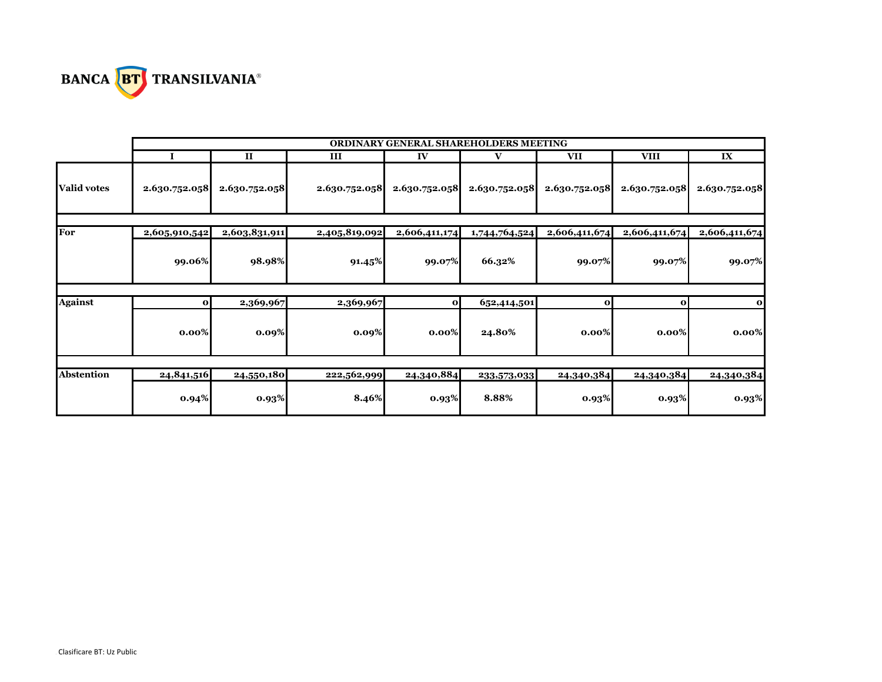BANCA BT TRANSILVANIA®

| | ORDINARY GENERAL SHAREHOLDERS MEETING | | | | | | | |
|---|---|---|---|---|---|---|---|---|
| | I | II | III | IV | V | VII | VIII | IX |
| **Valid votes** | 2.630.752.058 | 2.630.752.058 | 2.630.752.058 | 2.630.752.058 | 2.630.752.058 | 2.630.752.058 | 2.630.752.058 | 2.630.752.058 |
| **For** | 2,605,910,542 | 2,603,831,911 | 2,405,819,092 | 2,606,411,174 | 1,744,764,524 | 2,606,411,674 | 2,606,411,674 | 2,606,411,674 |
| | 99.06% | 98.98% | 91.45% | 99.07% | 66.32% | 99.07% | 99.07% | 99.07% |
| **Against** | 0 | 2,369,967 | 2,369,967 | 0 | 652,414,501 | 0 | 0 | 0 |
| | 0.00% | 0.09% | 0.09% | 0.00% | 24.80% | 0.00% | 0.00% | 0.00% |
| **Abstention** | 24,841,516 | 24,550,180 | 222,562,999 | 24,340,884 | 233,573,033 | 24,340,384 | 24,340,384 | 24,340,384 |
| | 0.94% | 0.93% | 8.46% | 0.93% | 8.88% | 0.93% | 0.93% | 0.93% |

Clasificare BT: Uz Public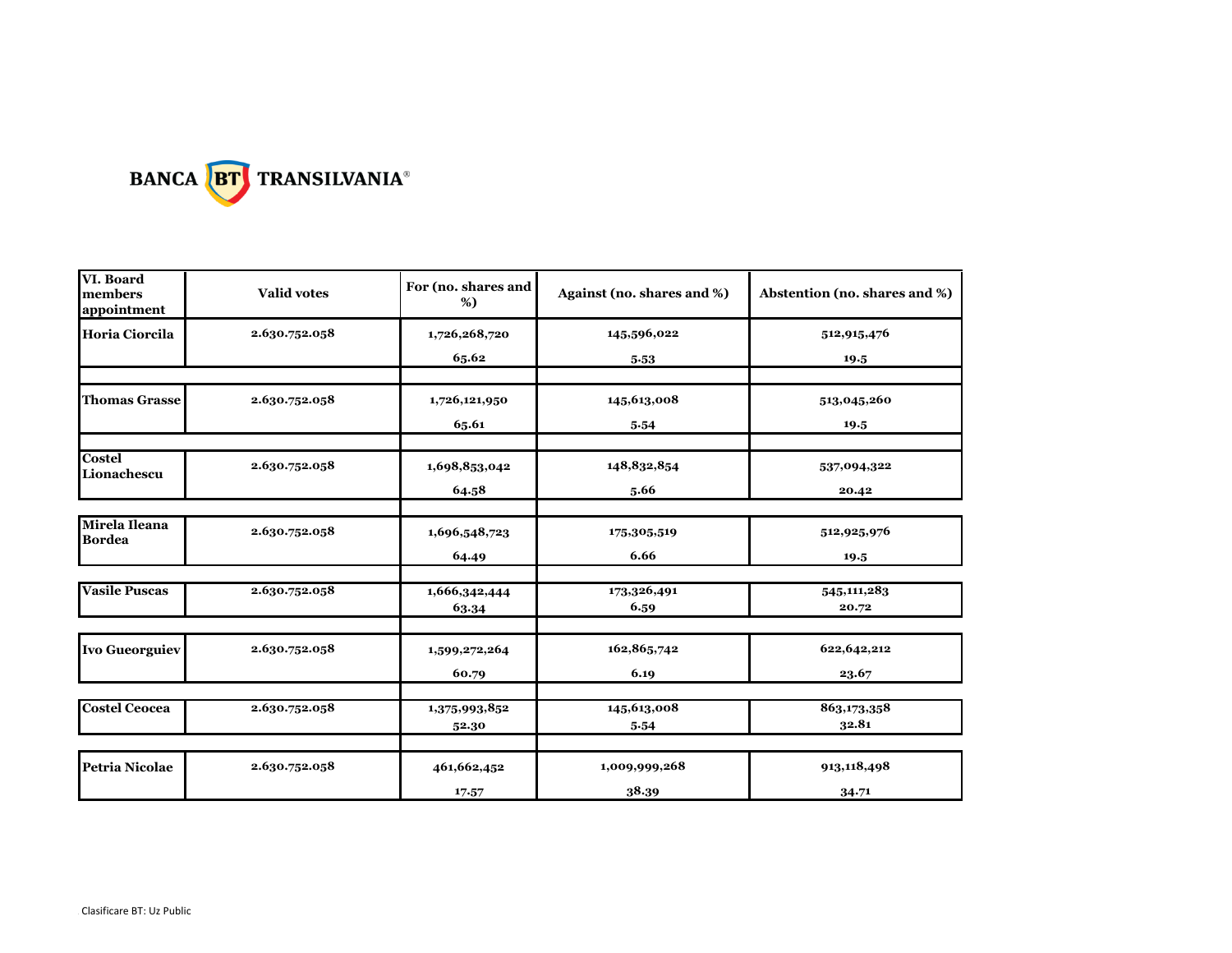BANCA BT TRANSILVANIA®

| VI. Board members appointment | Valid votes | For (no. shares and %) | Against (no. shares and %) | Abstention (no. shares and %) |
|---|---|---|---|---|
| Horia Ciorcila | 2.630.752.058 | 1,726,268,720<br>65.62 | 145,596,022<br>5.53 | 512,915,476<br>19.5 |
| Thomas Grasse | 2.630.752.058 | 1,726,121,950<br>65.61 | 145,613,008<br>5.54 | 513,045,260<br>19.5 |
| Costel Lionachescu | 2.630.752.058 | 1,698,853,042<br>64.58 | 148,832,854<br>5.66 | 537,094,322<br>20.42 |
| Mirela Ileana Bordea | 2.630.752.058 | 1,696,548,723<br>64.49 | 175,305,519<br>6.66 | 512,925,976<br>19.5 |
| Vasile Puscas | 2.630.752.058 | 1,666,342,444<br>63.34 | 173,326,491<br>6.59 | 545,111,283<br>20.72 |
| Ivo Gueorguiev | 2.630.752.058 | 1,599,272,264<br>60.79 | 162,865,742<br>6.19 | 622,642,212<br>23.67 |
| Costel Ceocea | 2.630.752.058 | 1,375,993,852<br>52.30 | 145,613,008<br>5.54 | 863,173,358<br>32.81 |
| Petria Nicolae | 2.630.752.058 | 461,662,452<br>17.57 | 1,009,999,268<br>38.39 | 913,118,498<br>34.71 |

Clasificare BT: Uz Public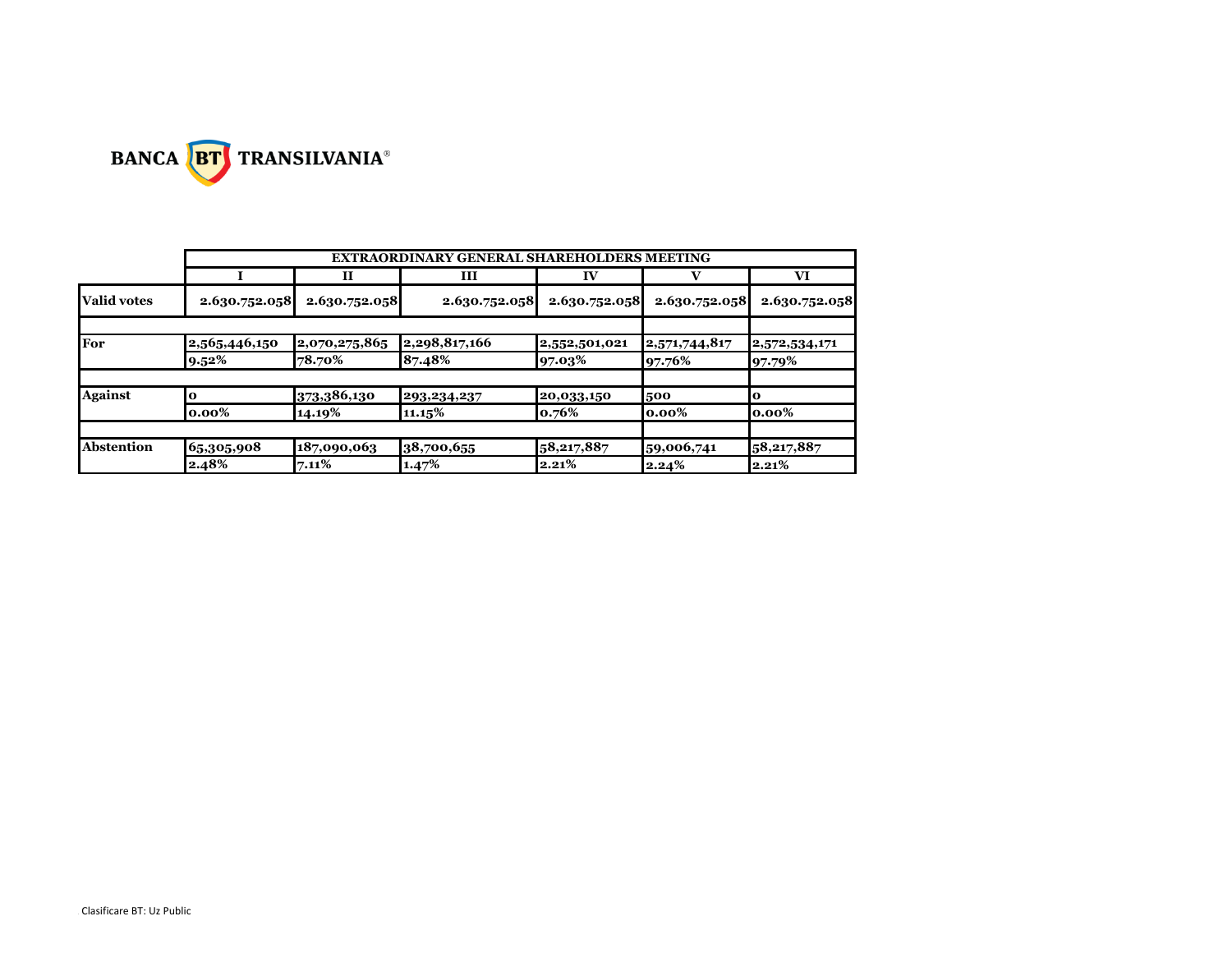BANCA BT TRANSILVANIA®

| | EXTRAORDINARY GENERAL SHAREHOLDERS MEETING | | | | | |
|---|---|---|---|---|---|---|
| | I | II | III | IV | V | VI |
| Valid votes | 2.630.752.058 | 2.630.752.058 | 2.630.752.058 | 2.630.752.058 | 2.630.752.058 | 2.630.752.058 |
| | | | | | | |
| For | 2,565,446,150 | 2,070,275,865 | 2,298,817,166 | 2,552,501,021 | 2,571,744,817 | 2,572,534,171 |
| | 9.52% | 78.70% | 87.48% | 97.03% | 97.76% | 97.79% |
| | | | | | | |
| Against | 0 | 373,386,130 | 293,234,237 | 20,033,150 | 500 | 0 |
| | 0.00% | 14.19% | 11.15% | 0.76% | 0.00% | 0.00% |
| | | | | | | |
| Abstention | 65,305,908 | 187,090,063 | 38,700,655 | 58,217,887 | 59,006,741 | 58,217,887 |
| | 2.48% | 7.11% | 1.47% | 2.21% | 2.24% | 2.21% |

Clasificare BT: Uz Public